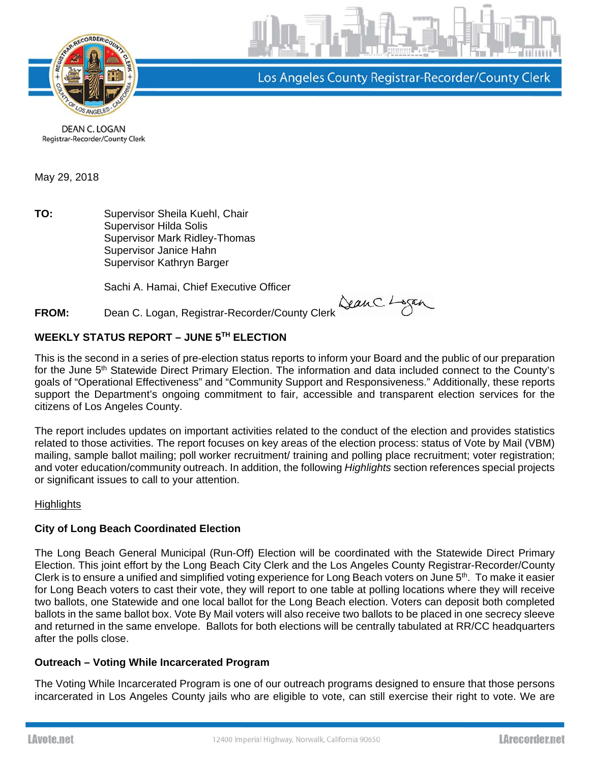Los Angeles County Registrar-Recorder/County Clerk

DEAN C. LOGAN
Registrar-Recorder/County Clerk

May 29, 2018

**TO:** Supervisor Sheila Kuehl, Chair
Supervisor Hilda Solis
Supervisor Mark Ridley-Thomas
Supervisor Janice Hahn
Supervisor Kathryn Barger

Sachi A. Hamai, Chief Executive Officer

**FROM:** Dean C. Logan, Registrar-Recorder/County Clerk

## WEEKLY STATUS REPORT – JUNE 5TH ELECTION

This is the second in a series of pre-election status reports to inform your Board and the public of our preparation for the June 5th Statewide Direct Primary Election. The information and data included connect to the County's goals of "Operational Effectiveness" and "Community Support and Responsiveness." Additionally, these reports support the Department's ongoing commitment to fair, accessible and transparent election services for the citizens of Los Angeles County.

The report includes updates on important activities related to the conduct of the election and provides statistics related to those activities. The report focuses on key areas of the election process: status of Vote by Mail (VBM) mailing, sample ballot mailing; poll worker recruitment/ training and polling place recruitment; voter registration; and voter education/community outreach. In addition, the following *Highlights* section references special projects or significant issues to call to your attention.

Highlights

### City of Long Beach Coordinated Election

The Long Beach General Municipal (Run-Off) Election will be coordinated with the Statewide Direct Primary Election. This joint effort by the Long Beach City Clerk and the Los Angeles County Registrar-Recorder/County Clerk is to ensure a unified and simplified voting experience for Long Beach voters on June 5th. To make it easier for Long Beach voters to cast their vote, they will report to one table at polling locations where they will receive two ballots, one Statewide and one local ballot for the Long Beach election. Voters can deposit both completed ballots in the same ballot box. Vote By Mail voters will also receive two ballots to be placed in one secrecy sleeve and returned in the same envelope. Ballots for both elections will be centrally tabulated at RR/CC headquarters after the polls close.

### Outreach – Voting While Incarcerated Program

The Voting While Incarcerated Program is one of our outreach programs designed to ensure that those persons incarcerated in Los Angeles County jails who are eligible to vote, can still exercise their right to vote. We are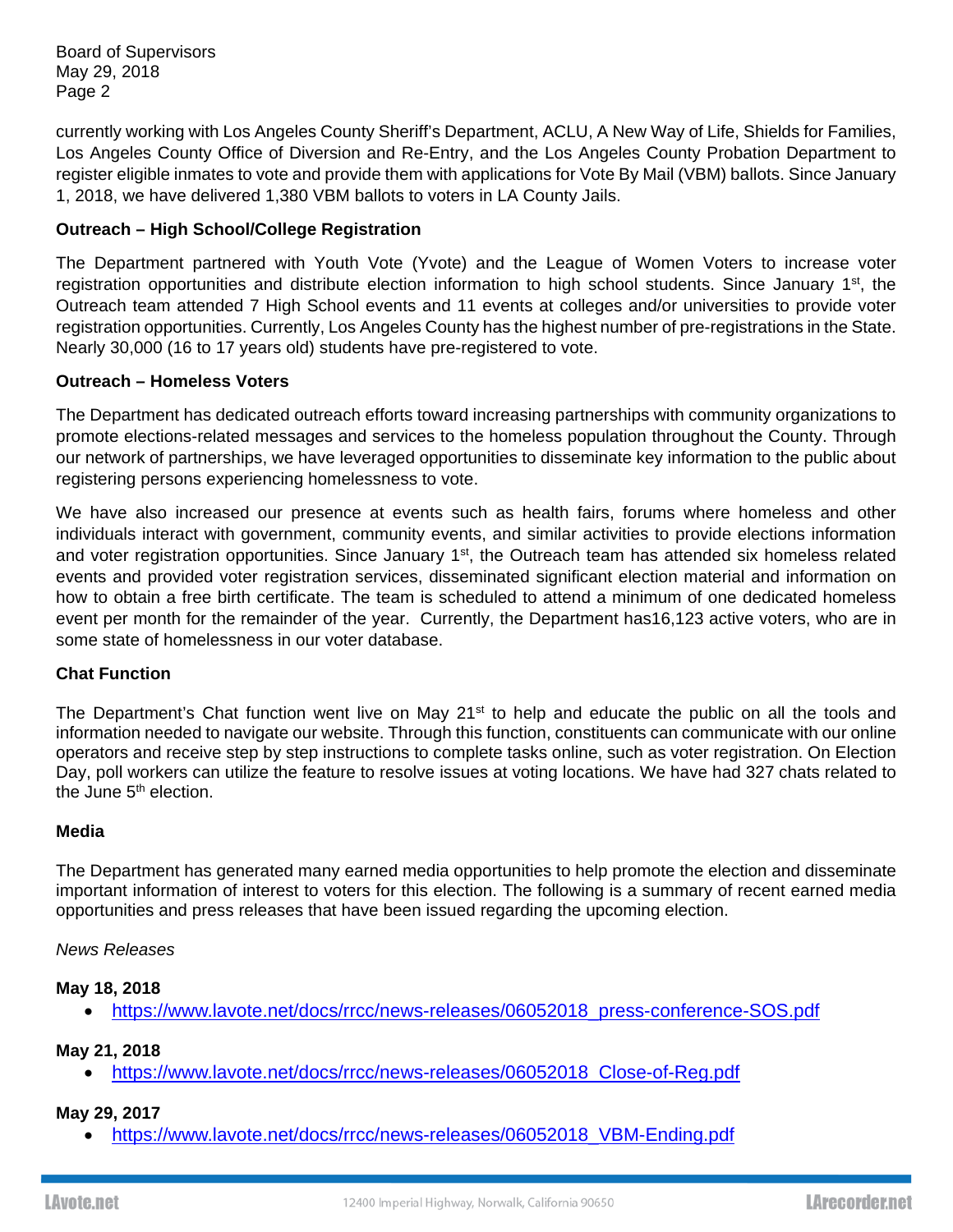currently working with Los Angeles County Sheriff's Department, ACLU, A New Way of Life, Shields for Families, Los Angeles County Office of Diversion and Re-Entry, and the Los Angeles County Probation Department to register eligible inmates to vote and provide them with applications for Vote By Mail (VBM) ballots. Since January 1, 2018, we have delivered 1,380 VBM ballots to voters in LA County Jails.

**Outreach – High School/College Registration**

The Department partnered with Youth Vote (Yvote) and the League of Women Voters to increase voter registration opportunities and distribute election information to high school students. Since January 1st, the Outreach team attended 7 High School events and 11 events at colleges and/or universities to provide voter registration opportunities. Currently, Los Angeles County has the highest number of pre-registrations in the State. Nearly 30,000 (16 to 17 years old) students have pre-registered to vote.

**Outreach – Homeless Voters**

The Department has dedicated outreach efforts toward increasing partnerships with community organizations to promote elections-related messages and services to the homeless population throughout the County. Through our network of partnerships, we have leveraged opportunities to disseminate key information to the public about registering persons experiencing homelessness to vote.

We have also increased our presence at events such as health fairs, forums where homeless and other individuals interact with government, community events, and similar activities to provide elections information and voter registration opportunities. Since January 1st, the Outreach team has attended six homeless related events and provided voter registration services, disseminated significant election material and information on how to obtain a free birth certificate. The team is scheduled to attend a minimum of one dedicated homeless event per month for the remainder of the year. Currently, the Department has16,123 active voters, who are in some state of homelessness in our voter database.

**Chat Function**

The Department's Chat function went live on May 21st to help and educate the public on all the tools and information needed to navigate our website. Through this function, constituents can communicate with our online operators and receive step by step instructions to complete tasks online, such as voter registration. On Election Day, poll workers can utilize the feature to resolve issues at voting locations. We have had 327 chats related to the June 5th election.

**Media**

The Department has generated many earned media opportunities to help promote the election and disseminate important information of interest to voters for this election. The following is a summary of recent earned media opportunities and press releases that have been issued regarding the upcoming election.

*News Releases*

**May 18, 2018**

- https://www.lavote.net/docs/rrcc/news-releases/06052018_press-conference-SOS.pdf

**May 21, 2018**

- https://www.lavote.net/docs/rrcc/news-releases/06052018_Close-of-Reg.pdf

**May 29, 2017**

- https://www.lavote.net/docs/rrcc/news-releases/06052018_VBM-Ending.pdf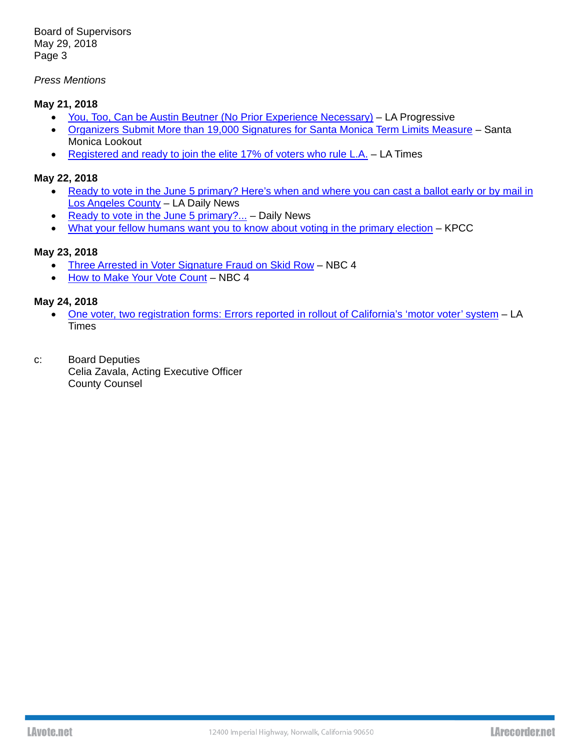*Press Mentions*

**May 21, 2018**

- You, Too, Can be Austin Beutner (No Prior Experience Necessary) – LA Progressive
- Organizers Submit More than 19,000 Signatures for Santa Monica Term Limits Measure – Santa Monica Lookout
- Registered and ready to join the elite 17% of voters who rule L.A. – LA Times

**May 22, 2018**

- Ready to vote in the June 5 primary? Here's when and where you can cast a ballot early or by mail in Los Angeles County – LA Daily News
- Ready to vote in the June 5 primary?... – Daily News
- What your fellow humans want you to know about voting in the primary election – KPCC

**May 23, 2018**

- Three Arrested in Voter Signature Fraud on Skid Row – NBC 4
- How to Make Your Vote Count – NBC 4

**May 24, 2018**

- One voter, two registration forms: Errors reported in rollout of California's 'motor voter' system – LA Times

c: Board Deputies
Celia Zavala, Acting Executive Officer
County Counsel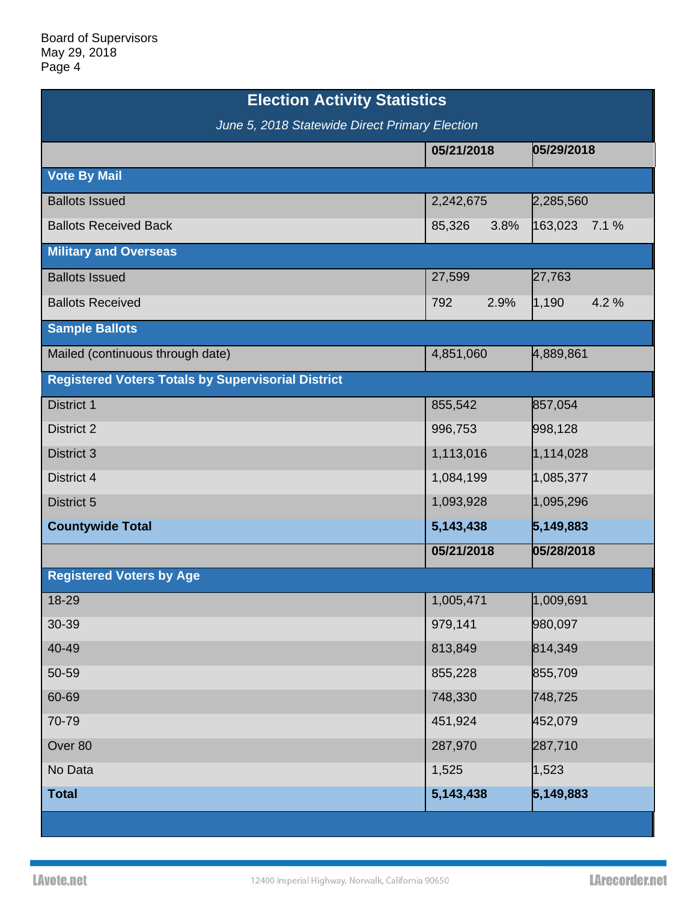Board of Supervisors
May 29, 2018

## Election Activity Statistics

*June 5, 2018 Statewide Direct Primary Election*

| | 05/21/2018 | | 05/29/2018 | |
|---|---|---|---|---|
| **Vote By Mail** | | | | |
| Ballots Issued | 2,242,675 | | 2,285,560 | |
| Ballots Received Back | 85,326 | 3.8% | 163,023 | 7.1 % |
| **Military and Overseas** | | | | |
| Ballots Issued | 27,599 | | 27,763 | |
| Ballots Received | 792 | 2.9% | 1,190 | 4.2 % |
| **Sample Ballots** | | | | |
| Mailed (continuous through date) | 4,851,060 | | 4,889,861 | |
| **Registered Voters Totals by Supervisorial District** | | | | |
| District 1 | 855,542 | | 857,054 | |
| District 2 | 996,753 | | 998,128 | |
| District 3 | 1,113,016 | | 1,114,028 | |
| District 4 | 1,084,199 | | 1,085,377 | |
| District 5 | 1,093,928 | | 1,095,296 | |
| **Countywide Total** | **5,143,438** | | **5,149,883** | |
| | **05/21/2018** | | **05/28/2018** | |
| **Registered Voters by Age** | | | | |
| 18-29 | 1,005,471 | | 1,009,691 | |
| 30-39 | 979,141 | | 980,097 | |
| 40-49 | 813,849 | | 814,349 | |
| 50-59 | 855,228 | | 855,709 | |
| 60-69 | 748,330 | | 748,725 | |
| 70-79 | 451,924 | | 452,079 | |
| Over 80 | 287,970 | | 287,710 | |
| No Data | 1,525 | | 1,523 | |
| **Total** | **5,143,438** | | **5,149,883** | |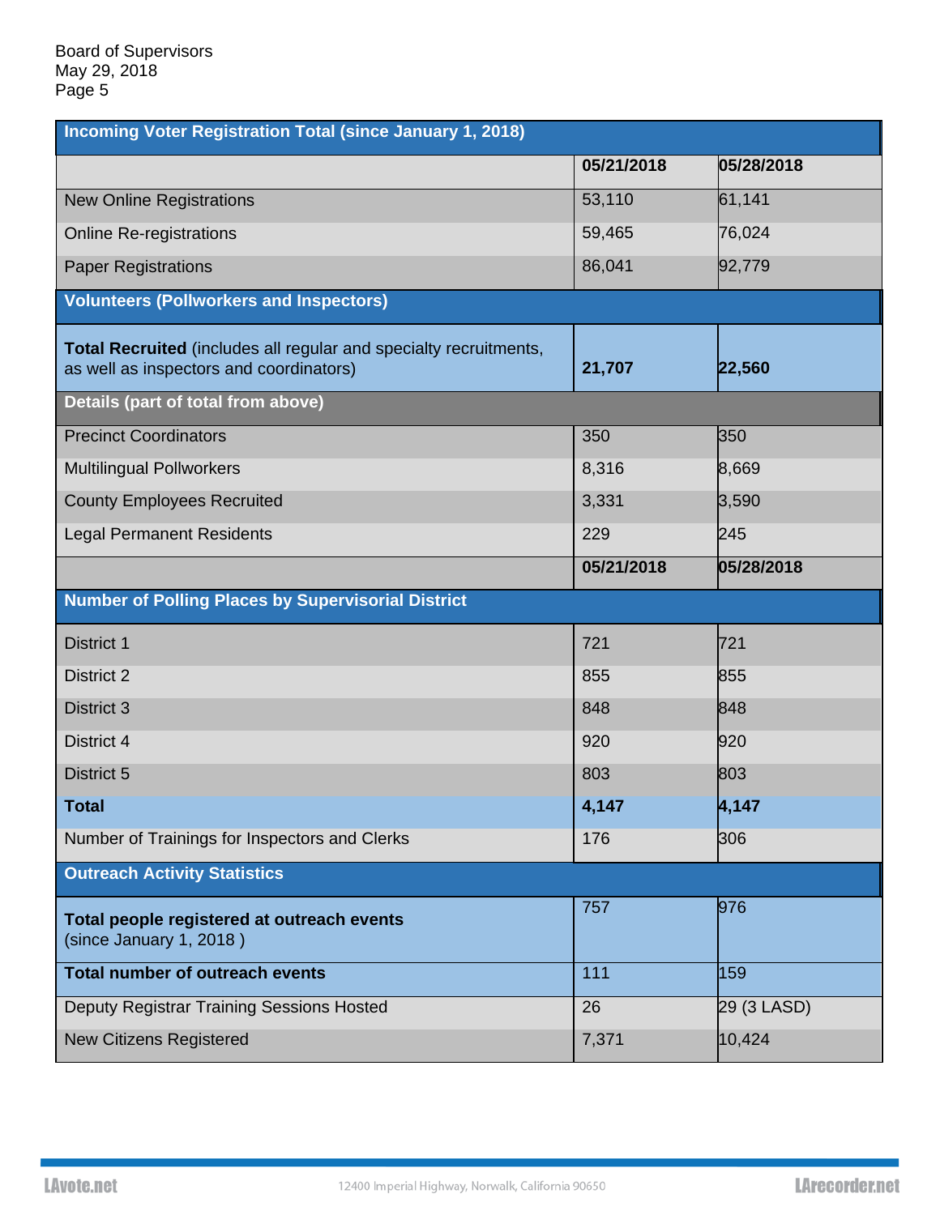| Incoming Voter Registration Total (since January 1, 2018) | | |
|---|---|---|
| | **05/21/2018** | **05/28/2018** |
| New Online Registrations | 53,110 | 61,141 |
| Online Re-registrations | 59,465 | 76,024 |
| Paper Registrations | 86,041 | 92,779 |
| **Volunteers (Pollworkers and Inspectors)** | | |
| **Total Recruited** (includes all regular and specialty recruitments, as well as inspectors and coordinators) | **21,707** | **22,560** |
| **Details (part of total from above)** | | |
| Precinct Coordinators | 350 | 350 |
| Multilingual Pollworkers | 8,316 | 8,669 |
| County Employees Recruited | 3,331 | 3,590 |
| Legal Permanent Residents | 229 | 245 |
| | **05/21/2018** | **05/28/2018** |
| **Number of Polling Places by Supervisorial District** | | |
| District 1 | 721 | 721 |
| District 2 | 855 | 855 |
| District 3 | 848 | 848 |
| District 4 | 920 | 920 |
| District 5 | 803 | 803 |
| **Total** | **4,147** | **4,147** |
| Number of Trainings for Inspectors and Clerks | 176 | 306 |
| **Outreach Activity Statistics** | | |
| **Total people registered at outreach events** (since January 1, 2018 ) | 757 | 976 |
| **Total number of outreach events** | 111 | 159 |
| Deputy Registrar Training Sessions Hosted | 26 | 29 (3 LASD) |
| New Citizens Registered | 7,371 | 10,424 |